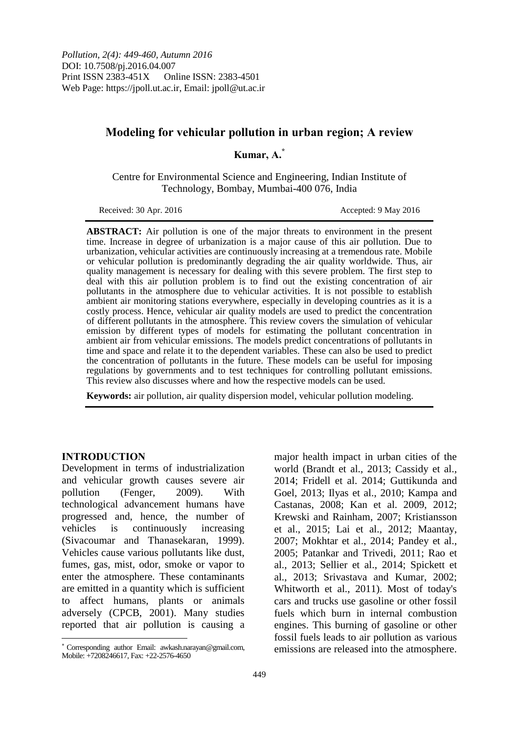*Pollution, 2(4): 449-460, Autumn 2016*
DOI: 10.7508/pj.2016.04.007
Print ISSN 2383-451X Online ISSN: 2383-4501
Web Page: https://jpoll.ut.ac.ir, Email: jpoll@ut.ac.ir

# Modeling for vehicular pollution in urban region; A review

**Kumar, A.***

Centre for Environmental Science and Engineering, Indian Institute of Technology, Bombay, Mumbai-400 076, India

Received: 30 Apr. 2016 Accepted: 9 May 2016

**ABSTRACT:** Air pollution is one of the major threats to environment in the present time. Increase in degree of urbanization is a major cause of this air pollution. Due to urbanization, vehicular activities are continuously increasing at a tremendous rate. Mobile or vehicular pollution is predominantly degrading the air quality worldwide. Thus, air quality management is necessary for dealing with this severe problem. The first step to deal with this air pollution problem is to find out the existing concentration of air pollutants in the atmosphere due to vehicular activities. It is not possible to establish ambient air monitoring stations everywhere, especially in developing countries as it is a costly process. Hence, vehicular air quality models are used to predict the concentration of different pollutants in the atmosphere. This review covers the simulation of vehicular emission by different types of models for estimating the pollutant concentration in ambient air from vehicular emissions. The models predict concentrations of pollutants in time and space and relate it to the dependent variables. These can also be used to predict the concentration of pollutants in the future. These models can be useful for imposing regulations by governments and to test techniques for controlling pollutant emissions. This review also discusses where and how the respective models can be used.

**Keywords:** air pollution, air quality dispersion model, vehicular pollution modeling.

## INTRODUCTION

Development in terms of industrialization and vehicular growth causes severe air pollution (Fenger, 2009). With technological advancement humans have progressed and, hence, the number of vehicles is continuously increasing (Sivacoumar and Thanasekaran, 1999). Vehicles cause various pollutants like dust, fumes, gas, mist, odor, smoke or vapor to enter the atmosphere. These contaminants are emitted in a quantity which is sufficient to affect humans, plants or animals adversely (CPCB, 2001). Many studies reported that air pollution is causing a major health impact in urban cities of the world (Brandt et al., 2013; Cassidy et al., 2014; Fridell et al. 2014; Guttikunda and Goel, 2013; Ilyas et al., 2010; Kampa and Castanas, 2008; Kan et al. 2009, 2012; Krewski and Rainham, 2007; Kristiansson et al., 2015; Lai et al., 2012; Maantay, 2007; Mokhtar et al., 2014; Pandey et al., 2005; Patankar and Trivedi, 2011; Rao et al., 2013; Sellier et al., 2014; Spickett et al., 2013; Srivastava and Kumar, 2002; Whitworth et al., 2011). Most of today's cars and trucks use gasoline or other fossil fuels which burn in internal combustion engines. This burning of gasoline or other fossil fuels leads to air pollution as various emissions are released into the atmosphere.

* Corresponding author Email: awkash.narayan@gmail.com, Mobile: +7208246617, Fax: +22-2576-4650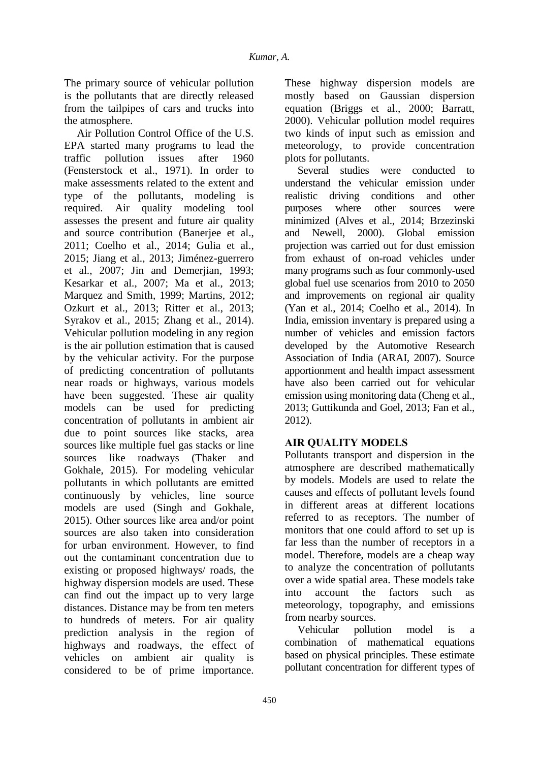The primary source of vehicular pollution is the pollutants that are directly released from the tailpipes of cars and trucks into the atmosphere.

Air Pollution Control Office of the U.S. EPA started many programs to lead the traffic pollution issues after 1960 (Fensterstock et al., 1971). In order to make assessments related to the extent and type of the pollutants, modeling is required. Air quality modeling tool assesses the present and future air quality and source contribution (Banerjee et al., 2011; Coelho et al., 2014; Gulia et al., 2015; Jiang et al., 2013; Jiménez-guerrero et al., 2007; Jin and Demerjian, 1993; Kesarkar et al., 2007; Ma et al., 2013; Marquez and Smith, 1999; Martins, 2012; Ozkurt et al., 2013; Ritter et al., 2013; Syrakov et al., 2015; Zhang et al., 2014). Vehicular pollution modeling in any region is the air pollution estimation that is caused by the vehicular activity. For the purpose of predicting concentration of pollutants near roads or highways, various models have been suggested. These air quality models can be used for predicting concentration of pollutants in ambient air due to point sources like stacks, area sources like multiple fuel gas stacks or line sources like roadways (Thaker and Gokhale, 2015). For modeling vehicular pollutants in which pollutants are emitted continuously by vehicles, line source models are used (Singh and Gokhale, 2015). Other sources like area and/or point sources are also taken into consideration for urban environment. However, to find out the contaminant concentration due to existing or proposed highways/ roads, the highway dispersion models are used. These can find out the impact up to very large distances. Distance may be from ten meters to hundreds of meters. For air quality prediction analysis in the region of highways and roadways, the effect of vehicles on ambient air quality is considered to be of prime importance. These highway dispersion models are mostly based on Gaussian dispersion equation (Briggs et al., 2000; Barratt, 2000). Vehicular pollution model requires two kinds of input such as emission and meteorology, to provide concentration plots for pollutants.

Several studies were conducted to understand the vehicular emission under realistic driving conditions and other purposes where other sources were minimized (Alves et al., 2014; Brzezinski and Newell, 2000). Global emission projection was carried out for dust emission from exhaust of on-road vehicles under many programs such as four commonly-used global fuel use scenarios from 2010 to 2050 and improvements on regional air quality (Yan et al., 2014; Coelho et al., 2014). In India, emission inventary is prepared using a number of vehicles and emission factors developed by the Automotive Research Association of India (ARAI, 2007). Source apportionment and health impact assessment have also been carried out for vehicular emission using monitoring data (Cheng et al., 2013; Guttikunda and Goel, 2013; Fan et al., 2012).

## AIR QUALITY MODELS

Pollutants transport and dispersion in the atmosphere are described mathematically by models. Models are used to relate the causes and effects of pollutant levels found in different areas at different locations referred to as receptors. The number of monitors that one could afford to set up is far less than the number of receptors in a model. Therefore, models are a cheap way to analyze the concentration of pollutants over a wide spatial area. These models take into account the factors such as meteorology, topography, and emissions from nearby sources.

Vehicular pollution model is a combination of mathematical equations based on physical principles. These estimate pollutant concentration for different types of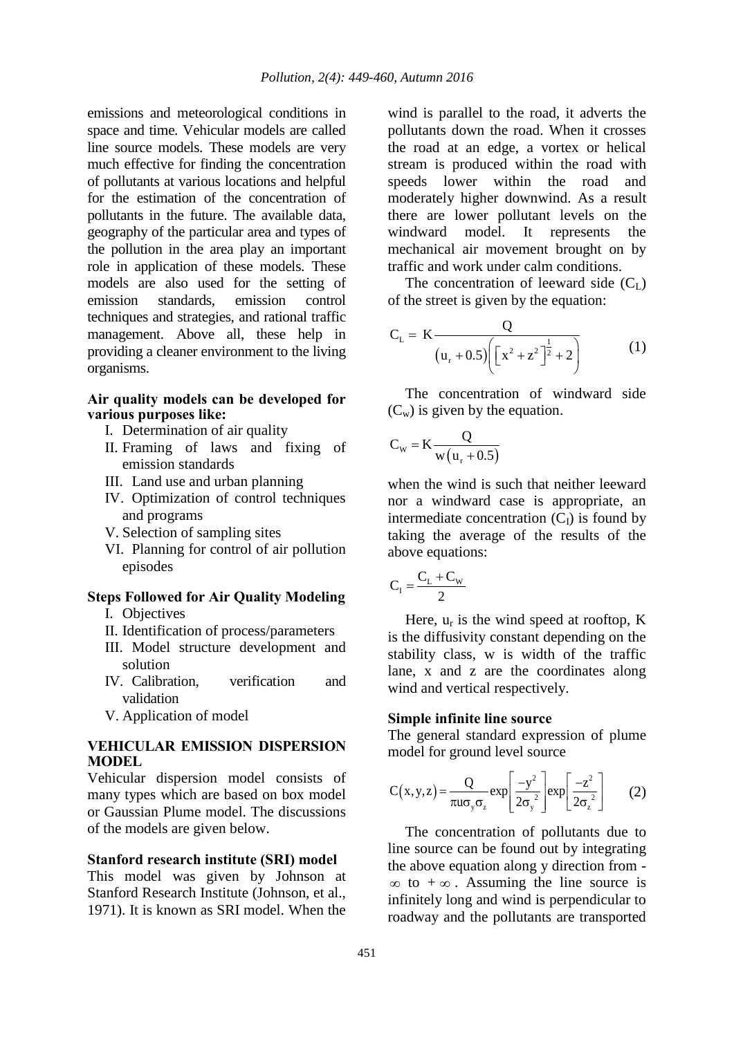emissions and meteorological conditions in space and time. Vehicular models are called line source models. These models are very much effective for finding the concentration of pollutants at various locations and helpful for the estimation of the concentration of pollutants in the future. The available data, geography of the particular area and types of the pollution in the area play an important role in application of these models. These models are also used for the setting of emission standards, emission control techniques and strategies, and rational traffic management. Above all, these help in providing a cleaner environment to the living organisms.

**Air quality models can be developed for various purposes like:**

I. Determination of air quality
II. Framing of laws and fixing of emission standards
III. Land use and urban planning
IV. Optimization of control techniques and programs
V. Selection of sampling sites
VI. Planning for control of air pollution episodes

**Steps Followed for Air Quality Modeling**

I. Objectives
II. Identification of process/parameters
III. Model structure development and solution
IV. Calibration, verification and validation
V. Application of model

## VEHICULAR EMISSION DISPERSION MODEL

Vehicular dispersion model consists of many types which are based on box model or Gaussian Plume model. The discussions of the models are given below.

### Stanford research institute (SRI) model

This model was given by Johnson at Stanford Research Institute (Johnson, et al., 1971). It is known as SRI model. When the wind is parallel to the road, it adverts the pollutants down the road. When it crosses the road at an edge, a vortex or helical stream is produced within the road with speeds lower within the road and moderately higher downwind. As a result there are lower pollutant levels on the windward model. It represents the mechanical air movement brought on by traffic and work under calm conditions.

The concentration of leeward side ($C_L$) of the street is given by the equation:

$$C_L = K\frac{Q}{(u_r + 0.5)\left(\left[x^2 + z^2\right]^{\frac{1}{2}} + 2\right)} \qquad (1)$$

The concentration of windward side ($C_w$) is given by the equation.

$$C_W = K\frac{Q}{w(u_r + 0.5)}$$

when the wind is such that neither leeward nor a windward case is appropriate, an intermediate concentration ($C_I$) is found by taking the average of the results of the above equations:

$$C_I = \frac{C_L + C_W}{2}$$

Here, $u_r$ is the wind speed at rooftop, K is the diffusivity constant depending on the stability class, w is width of the traffic lane, x and z are the coordinates along wind and vertical respectively.

### Simple infinite line source

The general standard expression of plume model for ground level source

$$C(x,y,z) = \frac{Q}{\pi u \sigma_y \sigma_z}\exp\left[\frac{-y^2}{2\sigma_y^2}\right]\exp\left[\frac{-z^2}{2\sigma_z^2}\right] \qquad (2)$$

The concentration of pollutants due to line source can be found out by integrating the above equation along y direction from $-\infty$ to $+\infty$. Assuming the line source is infinitely long and wind is perpendicular to roadway and the pollutants are transported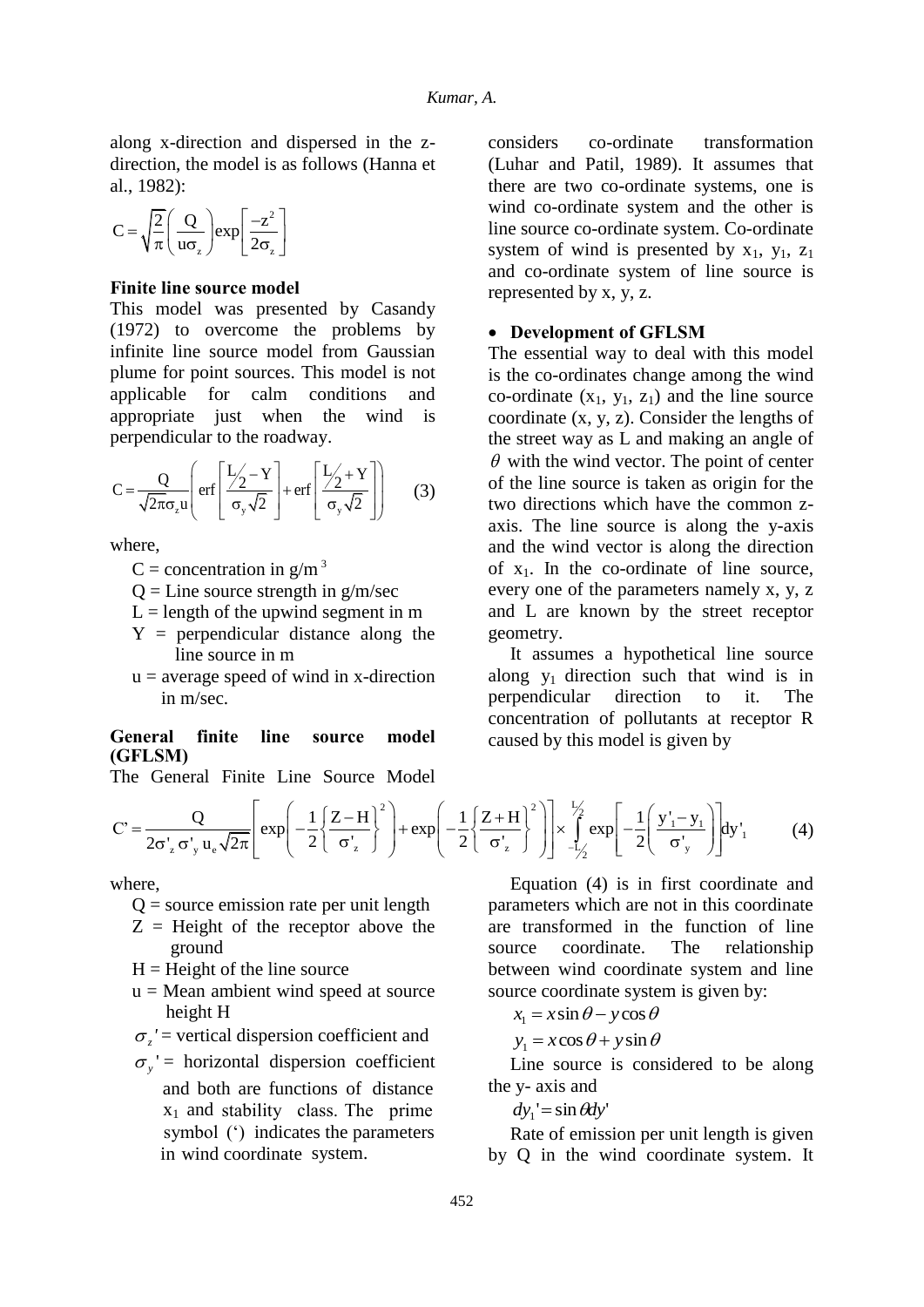along x-direction and dispersed in the z-direction, the model is as follows (Hanna et al., 1982):

$$C = \sqrt{\frac{2}{\pi}}\left(\frac{Q}{u\sigma_z}\right)\exp\left[\frac{-z^2}{2\sigma_z}\right]$$

**Finite line source model**

This model was presented by Casandy (1972) to overcome the problems by infinite line source model from Gaussian plume for point sources. This model is not applicable for calm conditions and appropriate just when the wind is perpendicular to the roadway.

$$C = \frac{Q}{\sqrt{2\pi}\sigma_z u}\left(\operatorname{erf}\left[\frac{L/2 - Y}{\sigma_y\sqrt{2}}\right] + \operatorname{erf}\left[\frac{L/2 + Y}{\sigma_y\sqrt{2}}\right]\right) \qquad (3)$$

where,

- C = concentration in g/m $^3$
- Q = Line source strength in g/m/sec
- L = length of the upwind segment in m
- Y = perpendicular distance along the line source in m
- u = average speed of wind in x-direction in m/sec.

**General finite line source model (GFLSM)**

The General Finite Line Source Model considers co-ordinate transformation (Luhar and Patil, 1989). It assumes that there are two co-ordinate systems, one is wind co-ordinate system and the other is line source co-ordinate system. Co-ordinate system of wind is presented by $x_1$, $y_1$, $z_1$ and co-ordinate system of line source is represented by x, y, z.

- **Development of GFLSM**

The essential way to deal with this model is the co-ordinates change among the wind co-ordinate ($x_1$, $y_1$, $z_1$) and the line source coordinate (x, y, z). Consider the lengths of the street way as L and making an angle of $\theta$ with the wind vector. The point of center of the line source is taken as origin for the two directions which have the common z-axis. The line source is along the y-axis and the wind vector is along the direction of $x_1$. In the co-ordinate of line source, every one of the parameters namely x, y, z and L are known by the street receptor geometry.

It assumes a hypothetical line source along $y_1$ direction such that wind is in perpendicular direction to it. The concentration of pollutants at receptor R caused by this model is given by

$$C' = \frac{Q}{2\sigma'_z\,\sigma'_y\,u_e\sqrt{2\pi}}\left[\exp\left(-\frac{1}{2}\left\{\frac{Z-H}{\sigma'_z}\right\}^2\right) + \exp\left(-\frac{1}{2}\left\{\frac{Z+H}{\sigma'_z}\right\}^2\right)\right] \times \int_{-L/2}^{L/2}\exp\left[-\frac{1}{2}\left(\frac{y'_1 - y_1}{\sigma'_y}\right)\right]dy'_1 \qquad (4)$$

where,

- Q = source emission rate per unit length
- Z = Height of the receptor above the ground
- H = Height of the line source
- u = Mean ambient wind speed at source height H
- $\sigma_z'$ = vertical dispersion coefficient and
- $\sigma_y'$ = horizontal dispersion coefficient and both are functions of distance $x_1$ and stability class. The prime symbol (') indicates the parameters in wind coordinate system.

Equation (4) is in first coordinate and parameters which are not in this coordinate are transformed in the function of line source coordinate. The relationship between wind coordinate system and line source coordinate system is given by:

$$x_1 = x\sin\theta - y\cos\theta$$

$$y_1 = x\cos\theta + y\sin\theta$$

Line source is considered to be along the y- axis and

$$dy_1' = \sin\theta dy'$$

Rate of emission per unit length is given by Q in the wind coordinate system. It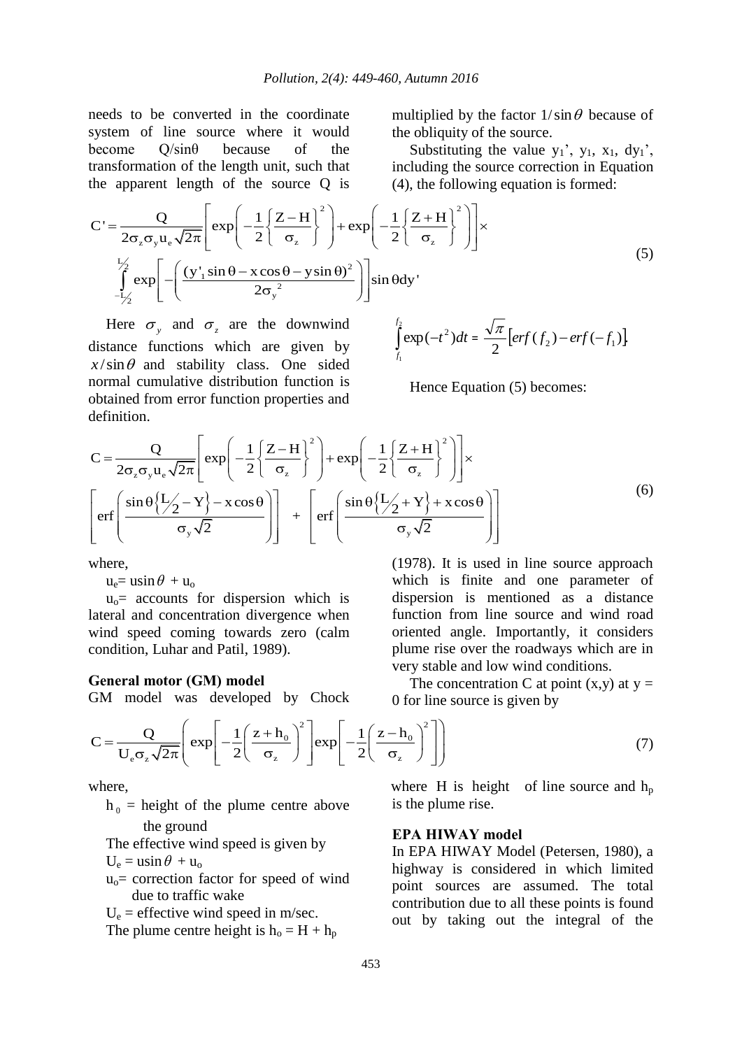needs to be converted in the coordinate system of line source where it would become Q/sinθ because of the transformation of the length unit, such that the apparent length of the source Q is multiplied by the factor $1/\sin\theta$ because of the obliquity of the source.

Substituting the value $y_1'$, $y_1$, $x_1$, $dy_1'$, including the source correction in Equation (4), the following equation is formed:

$$C' = \frac{Q}{2\sigma_z \sigma_y u_e \sqrt{2\pi}} \left[ \exp\left( -\frac{1}{2}\left\{ \frac{Z-H}{\sigma_z} \right\}^2 \right) + \exp\left( -\frac{1}{2}\left\{ \frac{Z+H}{\sigma_z} \right\}^2 \right) \right] \times \int_{-L/2}^{L/2} \exp\left[ -\left( \frac{(y'_1 \sin\theta - x\cos\theta - y\sin\theta)^2}{2\sigma_y^2} \right) \right] \sin\theta dy' \tag{5}$$

Here $\sigma_y$ and $\sigma_z$ are the downwind distance functions which are given by $x/\sin\theta$ and stability class. One sided normal cumulative distribution function is obtained from error function properties and definition.

$$\int_{f_1}^{f_2} \exp(-t^2)dt = \frac{\sqrt{\pi}}{2}\left[ erf(f_2) - erf(-f_1) \right].$$

Hence Equation (5) becomes:

$$C = \frac{Q}{2\sigma_z \sigma_y u_e \sqrt{2\pi}} \left[ \exp\left( -\frac{1}{2}\left\{ \frac{Z-H}{\sigma_z} \right\}^2 \right) + \exp\left( -\frac{1}{2}\left\{ \frac{Z+H}{\sigma_z} \right\}^2 \right) \right] \times \left[ \mathrm{erf}\left( \frac{\sin\theta\left\{ L/2 - Y \right\} - x\cos\theta}{\sigma_y \sqrt{2}} \right) \right] + \left[ \mathrm{erf}\left( \frac{\sin\theta\left\{ L/2 + Y \right\} + x\cos\theta}{\sigma_y \sqrt{2}} \right) \right] \tag{6}$$

where,

$u_e = u\sin\theta + u_o$

$u_o$= accounts for dispersion which is lateral and concentration divergence when wind speed coming towards zero (calm condition, Luhar and Patil, 1989).

#### General motor (GM) model

GM model was developed by Chock (1978). It is used in line source approach which is finite and one parameter of dispersion is mentioned as a distance function from line source and wind road oriented angle. Importantly, it considers plume rise over the roadways which are in very stable and low wind conditions.

The concentration C at point (x,y) at y = 0 for line source is given by

$$C = \frac{Q}{U_e \sigma_z \sqrt{2\pi}} \left( \exp\left[ -\frac{1}{2}\left( \frac{z+h_0}{\sigma_z} \right)^2 \right] \exp\left[ -\frac{1}{2}\left( \frac{z-h_0}{\sigma_z} \right)^2 \right] \right) \tag{7}$$

where,

$h_0$ = height of the plume centre above the ground

The effective wind speed is given by

$U_e = u\sin\theta + u_o$

$u_o$= correction factor for speed of wind due to traffic wake

$U_e$ = effective wind speed in m/sec.

The plume centre height is $h_o = H + h_p$

where H is height of line source and $h_p$ is the plume rise.

#### EPA HIWAY model

In EPA HIWAY Model (Petersen, 1980), a highway is considered in which limited point sources are assumed. The total contribution due to all these points is found out by taking out the integral of the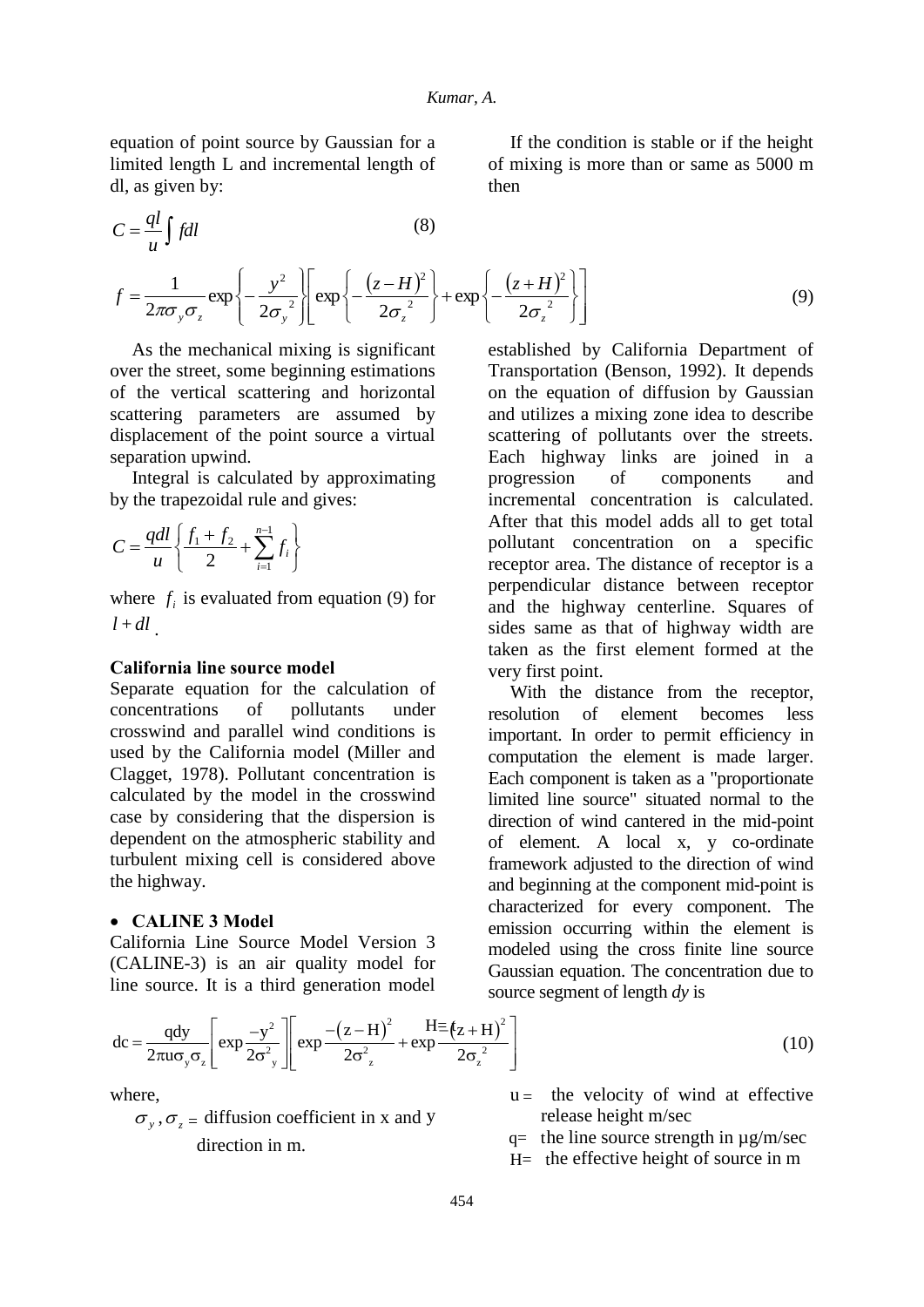equation of point source by Gaussian for a limited length L and incremental length of dl, as given by:

$$C = \frac{ql}{u}\int fdl \tag{8}$$

If the condition is stable or if the height of mixing is more than or same as 5000 m then

$$f = \frac{1}{2\pi\sigma_y\sigma_z}\exp\left\{-\frac{y^2}{2{\sigma_y}^2}\right\}\left[\exp\left\{-\frac{(z-H)^2}{2{\sigma_z}^2}\right\}+\exp\left\{-\frac{(z+H)^2}{2{\sigma_z}^2}\right\}\right] \tag{9}$$

As the mechanical mixing is significant over the street, some beginning estimations of the vertical scattering and horizontal scattering parameters are assumed by displacement of the point source a virtual separation upwind.

Integral is calculated by approximating by the trapezoidal rule and gives:

$$C = \frac{qdl}{u}\left\{\frac{f_1+f_2}{2}+\sum_{i=1}^{n-1} f_i\right\}$$

where $f_i$ is evaluated from equation (9) for $l+dl$.

### California line source model

Separate equation for the calculation of concentrations of pollutants under crosswind and parallel wind conditions is used by the California model (Miller and Clagget, 1978). Pollutant concentration is calculated by the model in the crosswind case by considering that the dispersion is dependent on the atmospheric stability and turbulent mixing cell is considered above the highway.

- **CALINE 3 Model**

California Line Source Model Version 3 (CALINE-3) is an air quality model for line source. It is a third generation model established by California Department of Transportation (Benson, 1992). It depends on the equation of diffusion by Gaussian and utilizes a mixing zone idea to describe scattering of pollutants over the streets. Each highway links are joined in a progression of components and incremental concentration is calculated. After that this model adds all to get total pollutant concentration on a specific receptor area. The distance of receptor is a perpendicular distance between receptor and the highway centerline. Squares of sides same as that of highway width are taken as the first element formed at the very first point.

With the distance from the receptor, resolution of element becomes less important. In order to permit efficiency in computation the element is made larger. Each component is taken as a "proportionate limited line source" situated normal to the direction of wind cantered in the mid-point of element. A local x, y co-ordinate framework adjusted to the direction of wind and beginning at the component mid-point is characterized for every component. The emission occurring within the element is modeled using the cross finite line source Gaussian equation. The concentration due to source segment of length *dy* is

$$\mathrm{dc} = \frac{\mathrm{qdy}}{2\pi \mathrm{u}\sigma_{\mathrm{y}}\sigma_{\mathrm{z}}}\left[\exp\frac{-\mathrm{y}^2}{2\sigma^2_{\mathrm{y}}}\right]\left[\exp\frac{-(\mathrm{z}-\mathrm{H})^2}{2\sigma^2_{\mathrm{z}}}+\exp\frac{\mathrm{H}\equiv(\mathrm{z}+\mathrm{H})^2}{2{\sigma_{\mathrm{z}}}^2}\right] \tag{10}$$

where,

$\sigma_y, \sigma_z =$ diffusion coefficient in x and y direction in m.

$\mathrm{u} =$ the velocity of wind at effective release height m/sec

q= the line source strength in µg/m/sec

H= the effective height of source in m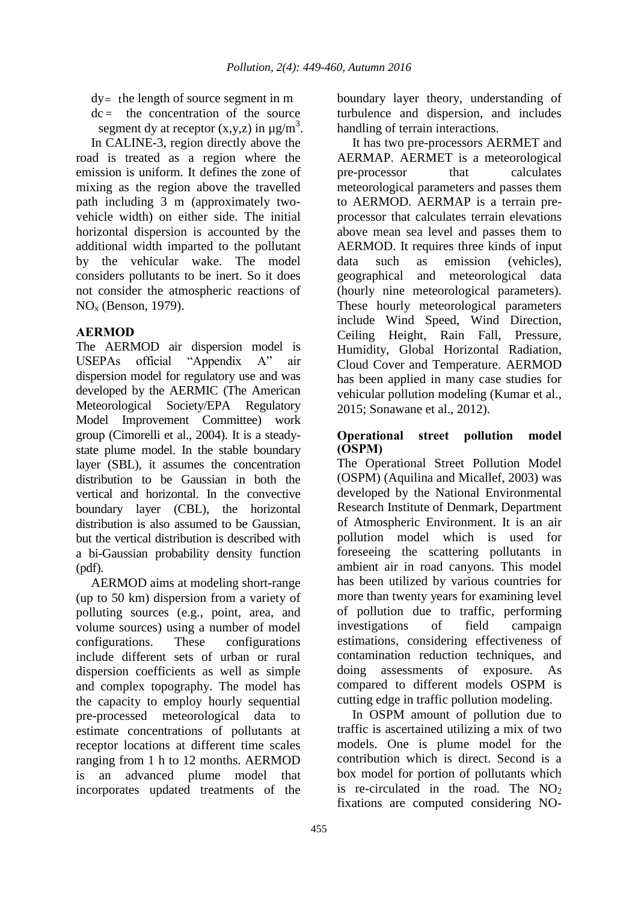dy = the length of source segment in m

dc = the concentration of the source segment dy at receptor (x,y,z) in µg/m$^3$.

In CALINE-3, region directly above the road is treated as a region where the emission is uniform. It defines the zone of mixing as the region above the travelled path including 3 m (approximately two-vehicle width) on either side. The initial horizontal dispersion is accounted by the additional width imparted to the pollutant by the vehicular wake. The model considers pollutants to be inert. So it does not consider the atmospheric reactions of $NO_x$ (Benson, 1979).

### AERMOD

The AERMOD air dispersion model is USEPAs official "Appendix A" air dispersion model for regulatory use and was developed by the AERMIC (The American Meteorological Society/EPA Regulatory Model Improvement Committee) work group (Cimorelli et al., 2004). It is a steady-state plume model. In the stable boundary layer (SBL), it assumes the concentration distribution to be Gaussian in both the vertical and horizontal. In the convective boundary layer (CBL), the horizontal distribution is also assumed to be Gaussian, but the vertical distribution is described with a bi-Gaussian probability density function (pdf).

AERMOD aims at modeling short-range (up to 50 km) dispersion from a variety of polluting sources (e.g., point, area, and volume sources) using a number of model configurations. These configurations include different sets of urban or rural dispersion coefficients as well as simple and complex topography. The model has the capacity to employ hourly sequential pre-processed meteorological data to estimate concentrations of pollutants at receptor locations at different time scales ranging from 1 h to 12 months. AERMOD is an advanced plume model that incorporates updated treatments of the boundary layer theory, understanding of turbulence and dispersion, and includes handling of terrain interactions.

It has two pre-processors AERMET and AERMAP. AERMET is a meteorological pre-processor that calculates meteorological parameters and passes them to AERMOD. AERMAP is a terrain pre-processor that calculates terrain elevations above mean sea level and passes them to AERMOD. It requires three kinds of input data such as emission (vehicles), geographical and meteorological data (hourly nine meteorological parameters). These hourly meteorological parameters include Wind Speed, Wind Direction, Ceiling Height, Rain Fall, Pressure, Humidity, Global Horizontal Radiation, Cloud Cover and Temperature. AERMOD has been applied in many case studies for vehicular pollution modeling (Kumar et al., 2015; Sonawane et al., 2012).

### Operational street pollution model (OSPM)

The Operational Street Pollution Model (OSPM) (Aquilina and Micallef, 2003) was developed by the National Environmental Research Institute of Denmark, Department of Atmospheric Environment. It is an air pollution model which is used for foreseeing the scattering pollutants in ambient air in road canyons. This model has been utilized by various countries for more than twenty years for examining level of pollution due to traffic, performing investigations of field campaign estimations, considering effectiveness of contamination reduction techniques, and doing assessments of exposure. As compared to different models OSPM is cutting edge in traffic pollution modeling.

In OSPM amount of pollution due to traffic is ascertained utilizing a mix of two models. One is plume model for the contribution which is direct. Second is a box model for portion of pollutants which is re-circulated in the road. The $NO_2$ fixations are computed considering NO-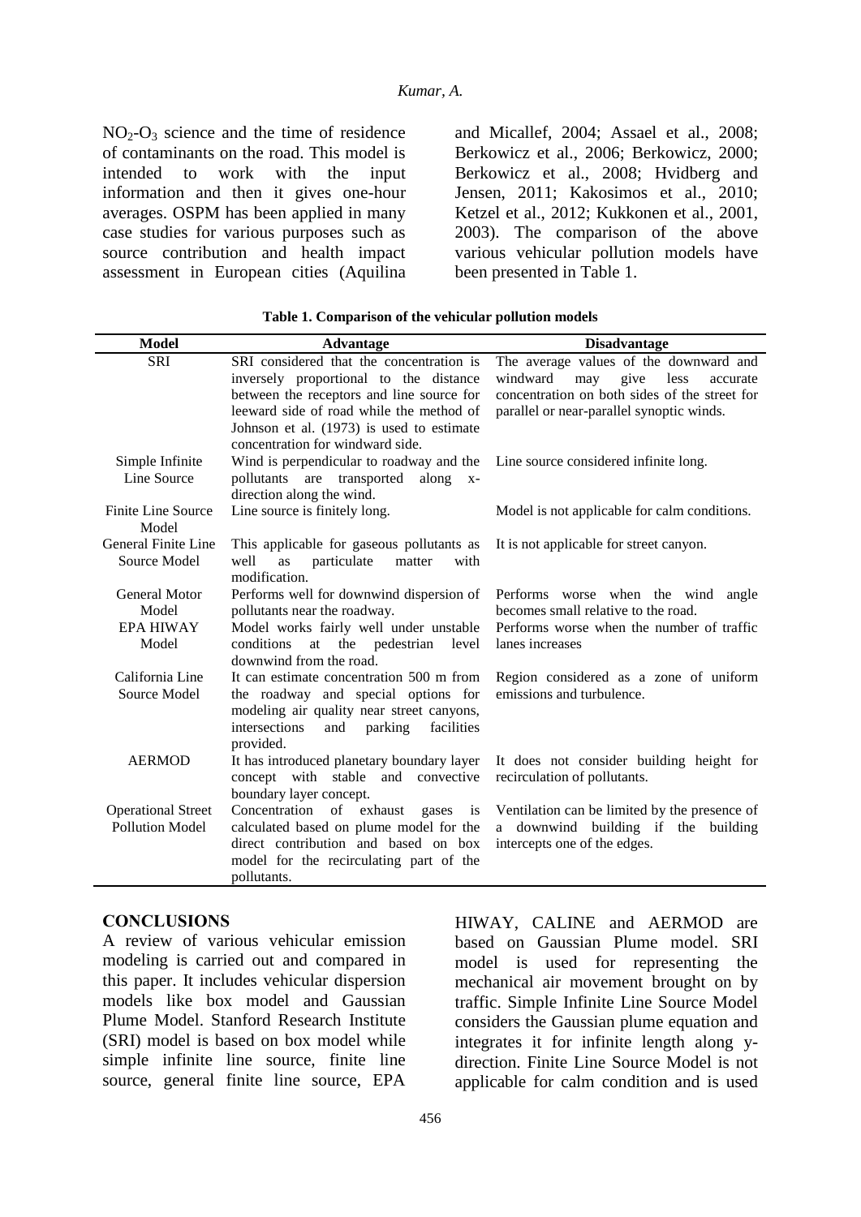$NO_2$-$O_3$ science and the time of residence of contaminants on the road. This model is intended to work with the input information and then it gives one-hour averages. OSPM has been applied in many case studies for various purposes such as source contribution and health impact assessment in European cities (Aquilina and Micallef, 2004; Assael et al., 2008; Berkowicz et al., 2006; Berkowicz, 2000; Berkowicz et al., 2008; Hvidberg and Jensen, 2011; Kakosimos et al., 2010; Ketzel et al., 2012; Kukkonen et al., 2001, 2003). The comparison of the above various vehicular pollution models have been presented in Table 1.

**Table 1. Comparison of the vehicular pollution models**

| Model | Advantage | Disadvantage |
|---|---|---|
| SRI | SRI considered that the concentration is inversely proportional to the distance between the receptors and line source for leeward side of road while the method of Johnson et al. (1973) is used to estimate concentration for windward side. | The average values of the downward and windward may give less accurate concentration on both sides of the street for parallel or near-parallel synoptic winds. |
| Simple Infinite Line Source | Wind is perpendicular to roadway and the pollutants are transported along x-direction along the wind. | Line source considered infinite long. |
| Finite Line Source Model | Line source is finitely long. | Model is not applicable for calm conditions. |
| General Finite Line Source Model | This applicable for gaseous pollutants as well as particulate matter with modification. | It is not applicable for street canyon. |
| General Motor Model | Performs well for downwind dispersion of pollutants near the roadway. | Performs worse when the wind angle becomes small relative to the road. |
| EPA HIWAY Model | Model works fairly well under unstable conditions at the pedestrian level downwind from the road. | Performs worse when the number of traffic lanes increases |
| California Line Source Model | It can estimate concentration 500 m from the roadway and special options for modeling air quality near street canyons, intersections and parking facilities provided. | Region considered as a zone of uniform emissions and turbulence. |
| AERMOD | It has introduced planetary boundary layer concept with stable and convective boundary layer concept. | It does not consider building height for recirculation of pollutants. |
| Operational Street Pollution Model | Concentration of exhaust gases is calculated based on plume model for the direct contribution and based on box model for the recirculating part of the pollutants. | Ventilation can be limited by the presence of a downwind building if the building intercepts one of the edges. |

## CONCLUSIONS

A review of various vehicular emission modeling is carried out and compared in this paper. It includes vehicular dispersion models like box model and Gaussian Plume Model. Stanford Research Institute (SRI) model is based on box model while simple infinite line source, finite line source, general finite line source, EPA HIWAY, CALINE and AERMOD are based on Gaussian Plume model. SRI model is used for representing the mechanical air movement brought on by traffic. Simple Infinite Line Source Model considers the Gaussian plume equation and integrates it for infinite length along y-direction. Finite Line Source Model is not applicable for calm condition and is used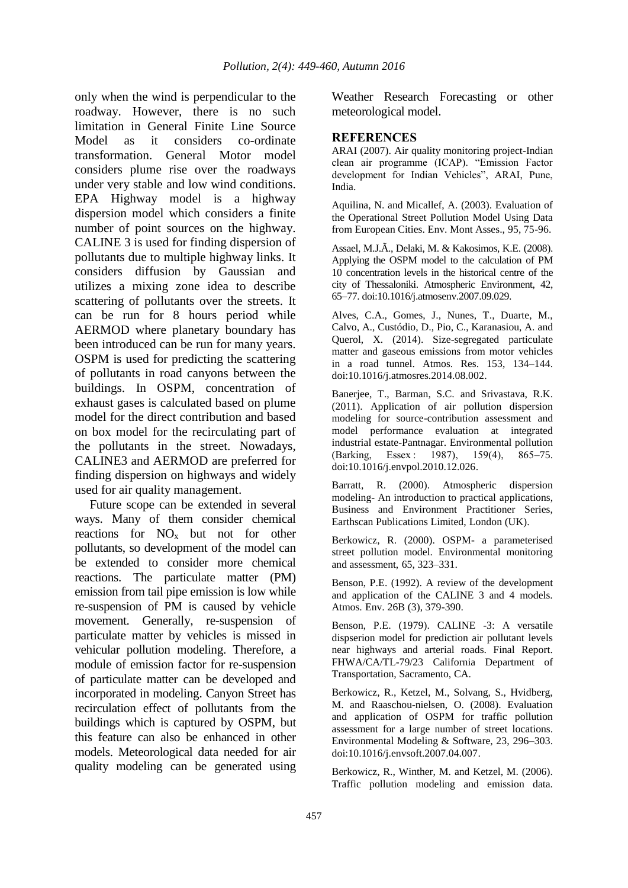only when the wind is perpendicular to the roadway. However, there is no such limitation in General Finite Line Source Model as it considers co-ordinate transformation. General Motor model considers plume rise over the roadways under very stable and low wind conditions. EPA Highway model is a highway dispersion model which considers a finite number of point sources on the highway. CALINE 3 is used for finding dispersion of pollutants due to multiple highway links. It considers diffusion by Gaussian and utilizes a mixing zone idea to describe scattering of pollutants over the streets. It can be run for 8 hours period while AERMOD where planetary boundary has been introduced can be run for many years. OSPM is used for predicting the scattering of pollutants in road canyons between the buildings. In OSPM, concentration of exhaust gases is calculated based on plume model for the direct contribution and based on box model for the recirculating part of the pollutants in the street. Nowadays, CALINE3 and AERMOD are preferred for finding dispersion on highways and widely used for air quality management.

Future scope can be extended in several ways. Many of them consider chemical reactions for $NO_x$ but not for other pollutants, so development of the model can be extended to consider more chemical reactions. The particulate matter (PM) emission from tail pipe emission is low while re-suspension of PM is caused by vehicle movement. Generally, re-suspension of particulate matter by vehicles is missed in vehicular pollution modeling. Therefore, a module of emission factor for re-suspension of particulate matter can be developed and incorporated in modeling. Canyon Street has recirculation effect of pollutants from the buildings which is captured by OSPM, but this feature can also be enhanced in other models. Meteorological data needed for air quality modeling can be generated using Weather Research Forecasting or other meteorological model.

## REFERENCES

ARAI (2007). Air quality monitoring project-Indian clean air programme (ICAP). "Emission Factor development for Indian Vehicles", ARAI, Pune, India.

Aquilina, N. and Micallef, A. (2003). Evaluation of the Operational Street Pollution Model Using Data from European Cities. Env. Mont Asses., 95, 75-96.

Assael, M.J.Ã., Delaki, M. & Kakosimos, K.E. (2008). Applying the OSPM model to the calculation of PM 10 concentration levels in the historical centre of the city of Thessaloniki. Atmospheric Environment, 42, 65–77. doi:10.1016/j.atmosenv.2007.09.029.

Alves, C.A., Gomes, J., Nunes, T., Duarte, M., Calvo, A., Custódio, D., Pio, C., Karanasiou, A. and Querol, X. (2014). Size-segregated particulate matter and gaseous emissions from motor vehicles in a road tunnel. Atmos. Res. 153, 134–144. doi:10.1016/j.atmosres.2014.08.002.

Banerjee, T., Barman, S.C. and Srivastava, R.K. (2011). Application of air pollution dispersion modeling for source-contribution assessment and model performance evaluation at integrated industrial estate-Pantnagar. Environmental pollution (Barking, Essex : 1987), 159(4), 865–75. doi:10.1016/j.envpol.2010.12.026.

Barratt, R. (2000). Atmospheric dispersion modeling- An introduction to practical applications, Business and Environment Practitioner Series, Earthscan Publications Limited, London (UK).

Berkowicz, R. (2000). OSPM- a parameterised street pollution model. Environmental monitoring and assessment, 65, 323–331.

Benson, P.E. (1992). A review of the development and application of the CALINE 3 and 4 models. Atmos. Env. 26B (3), 379-390.

Benson, P.E. (1979). CALINE -3: A versatile dispserion model for prediction air pollutant levels near highways and arterial roads. Final Report. FHWA/CA/TL-79/23 California Department of Transportation, Sacramento, CA.

Berkowicz, R., Ketzel, M., Solvang, S., Hvidberg, M. and Raaschou-nielsen, O. (2008). Evaluation and application of OSPM for traffic pollution assessment for a large number of street locations. Environmental Modeling & Software, 23, 296–303. doi:10.1016/j.envsoft.2007.04.007.

Berkowicz, R., Winther, M. and Ketzel, M. (2006). Traffic pollution modeling and emission data.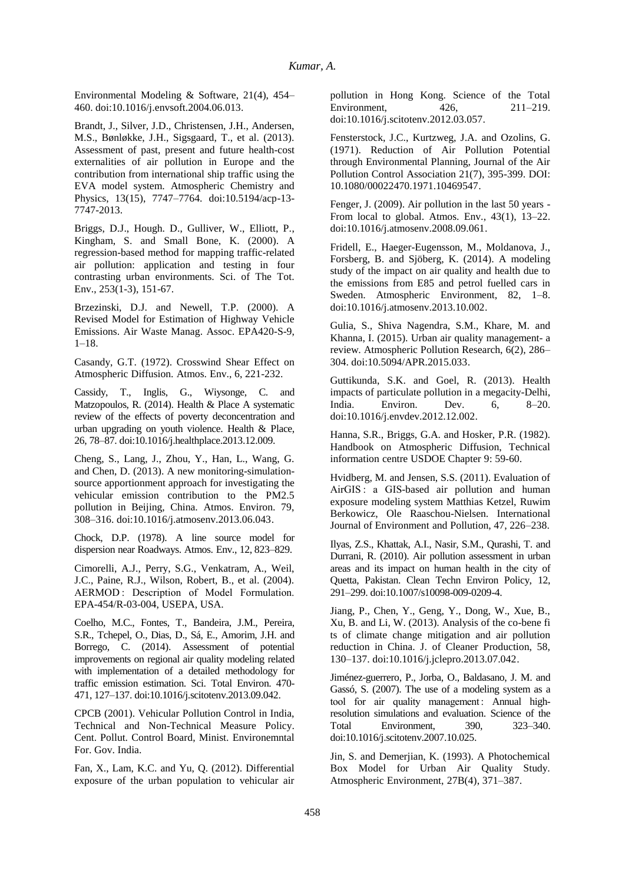Environmental Modeling & Software, 21(4), 454–460. doi:10.1016/j.envsoft.2004.06.013.

Brandt, J., Silver, J.D., Christensen, J.H., Andersen, M.S., Bønløkke, J.H., Sigsgaard, T., et al. (2013). Assessment of past, present and future health-cost externalities of air pollution in Europe and the contribution from international ship traffic using the EVA model system. Atmospheric Chemistry and Physics, 13(15), 7747–7764. doi:10.5194/acp-13-7747-2013.

Briggs, D.J., Hough. D., Gulliver, W., Elliott, P., Kingham, S. and Small Bone, K. (2000). A regression-based method for mapping traffic-related air pollution: application and testing in four contrasting urban environments. Sci. of The Tot. Env., 253(1-3), 151-67.

Brzezinski, D.J. and Newell, T.P. (2000). A Revised Model for Estimation of Highway Vehicle Emissions. Air Waste Manag. Assoc. EPA420-S-9, 1–18.

Casandy, G.T. (1972). Crosswind Shear Effect on Atmospheric Diffusion. Atmos. Env., 6, 221-232.

Cassidy, T., Inglis, G., Wiysonge, C. and Matzopoulos, R. (2014). Health & Place A systematic review of the effects of poverty deconcentration and urban upgrading on youth violence. Health & Place, 26, 78–87. doi:10.1016/j.healthplace.2013.12.009.

Cheng, S., Lang, J., Zhou, Y., Han, L., Wang, G. and Chen, D. (2013). A new monitoring-simulation-source apportionment approach for investigating the vehicular emission contribution to the PM2.5 pollution in Beijing, China. Atmos. Environ. 79, 308–316. doi:10.1016/j.atmosenv.2013.06.043.

Chock, D.P. (1978). A line source model for dispersion near Roadways. Atmos. Env., 12, 823–829.

Cimorelli, A.J., Perry, S.G., Venkatram, A., Weil, J.C., Paine, R.J., Wilson, Robert, B., et al. (2004). AERMOD : Description of Model Formulation. EPA-454/R-03-004, USEPA, USA.

Coelho, M.C., Fontes, T., Bandeira, J.M., Pereira, S.R., Tchepel, O., Dias, D., Sá, E., Amorim, J.H. and Borrego, C. (2014). Assessment of potential improvements on regional air quality modeling related with implementation of a detailed methodology for traffic emission estimation. Sci. Total Environ. 470-471, 127–137. doi:10.1016/j.scitotenv.2013.09.042.

CPCB (2001). Vehicular Pollution Control in India, Technical and Non-Technical Measure Policy. Cent. Pollut. Control Board, Minist. Environemntal For. Gov. India.

Fan, X., Lam, K.C. and Yu, Q. (2012). Differential exposure of the urban population to vehicular air pollution in Hong Kong. Science of the Total Environment, 426, 211–219. doi:10.1016/j.scitotenv.2012.03.057.

Fensterstock, J.C., Kurtzweg, J.A. and Ozolins, G. (1971). Reduction of Air Pollution Potential through Environmental Planning, Journal of the Air Pollution Control Association 21(7), 395-399. DOI: 10.1080/00022470.1971.10469547.

Fenger, J. (2009). Air pollution in the last 50 years - From local to global. Atmos. Env., 43(1), 13–22. doi:10.1016/j.atmosenv.2008.09.061.

Fridell, E., Haeger-Eugensson, M., Moldanova, J., Forsberg, B. and Sjöberg, K. (2014). A modeling study of the impact on air quality and health due to the emissions from E85 and petrol fuelled cars in Sweden. Atmospheric Environment, 82, 1–8. doi:10.1016/j.atmosenv.2013.10.002.

Gulia, S., Shiva Nagendra, S.M., Khare, M. and Khanna, I. (2015). Urban air quality management- a review. Atmospheric Pollution Research, 6(2), 286–304. doi:10.5094/APR.2015.033.

Guttikunda, S.K. and Goel, R. (2013). Health impacts of particulate pollution in a megacity-Delhi, India. Environ. Dev. 6, 8–20. doi:10.1016/j.envdev.2012.12.002.

Hanna, S.R., Briggs, G.A. and Hosker, P.R. (1982). Handbook on Atmospheric Diffusion, Technical information centre USDOE Chapter 9: 59-60.

Hvidberg, M. and Jensen, S.S. (2011). Evaluation of AirGIS : a GIS-based air pollution and human exposure modeling system Matthias Ketzel, Ruwim Berkowicz, Ole Raaschou-Nielsen. International Journal of Environment and Pollution, 47, 226–238.

Ilyas, Z.S., Khattak, A.I., Nasir, S.M., Qurashi, T. and Durrani, R. (2010). Air pollution assessment in urban areas and its impact on human health in the city of Quetta, Pakistan. Clean Techn Environ Policy, 12, 291–299. doi:10.1007/s10098-009-0209-4.

Jiang, P., Chen, Y., Geng, Y., Dong, W., Xue, B., Xu, B. and Li, W. (2013). Analysis of the co-bene fi ts of climate change mitigation and air pollution reduction in China. J. of Cleaner Production, 58, 130–137. doi:10.1016/j.jclepro.2013.07.042.

Jiménez-guerrero, P., Jorba, O., Baldasano, J. M. and Gassó, S. (2007). The use of a modeling system as a tool for air quality management : Annual high-resolution simulations and evaluation. Science of the Total Environment, 390, 323–340. doi:10.1016/j.scitotenv.2007.10.025.

Jin, S. and Demerjian, K. (1993). A Photochemical Box Model for Urban Air Quality Study. Atmospheric Environment, 27B(4), 371–387.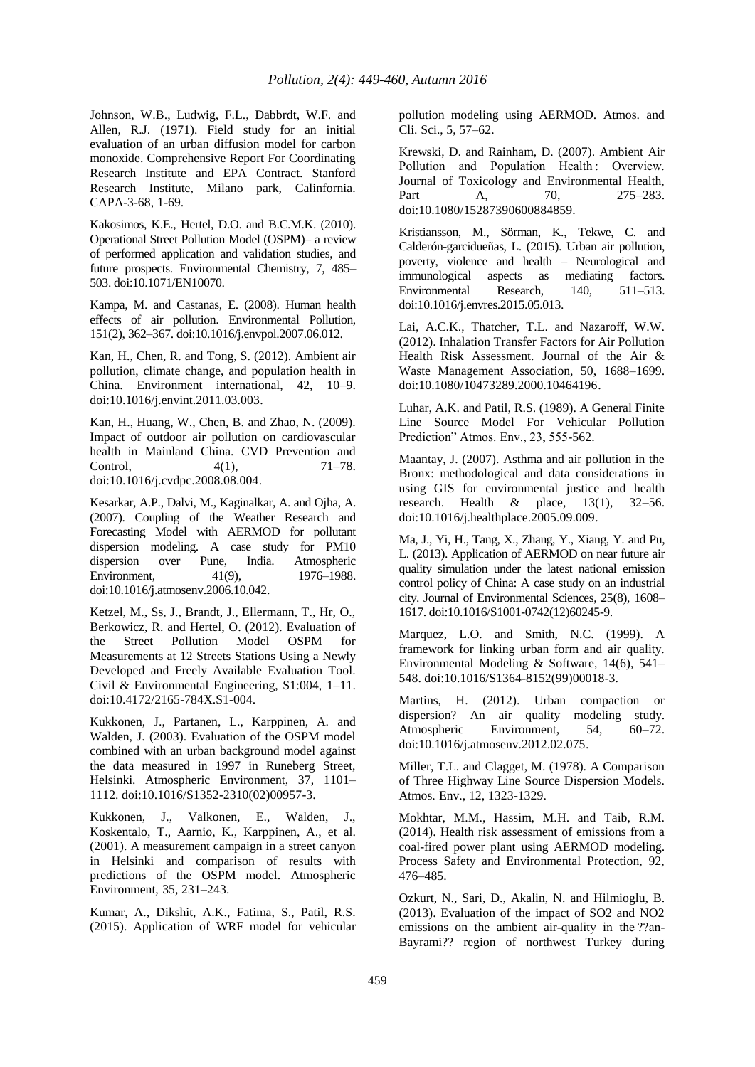Johnson, W.B., Ludwig, F.L., Dabbrdt, W.F. and Allen, R.J. (1971). Field study for an initial evaluation of an urban diffusion model for carbon monoxide. Comprehensive Report For Coordinating Research Institute and EPA Contract. Stanford Research Institute, Milano park, Calinfornia. CAPA-3-68, 1-69.

Kakosimos, K.E., Hertel, D.O. and B.C.M.K. (2010). Operational Street Pollution Model (OSPM)– a review of performed application and validation studies, and future prospects. Environmental Chemistry, 7, 485–503. doi:10.1071/EN10070.

Kampa, M. and Castanas, E. (2008). Human health effects of air pollution. Environmental Pollution, 151(2), 362–367. doi:10.1016/j.envpol.2007.06.012.

Kan, H., Chen, R. and Tong, S. (2012). Ambient air pollution, climate change, and population health in China. Environment international, 42, 10–9. doi:10.1016/j.envint.2011.03.003.

Kan, H., Huang, W., Chen, B. and Zhao, N. (2009). Impact of outdoor air pollution on cardiovascular health in Mainland China. CVD Prevention and Control, 4(1), 71–78. doi:10.1016/j.cvdpc.2008.08.004.

Kesarkar, A.P., Dalvi, M., Kaginalkar, A. and Ojha, A. (2007). Coupling of the Weather Research and Forecasting Model with AERMOD for pollutant dispersion modeling. A case study for PM10 dispersion over Pune, India. Atmospheric Environment, 41(9), 1976–1988. doi:10.1016/j.atmosenv.2006.10.042.

Ketzel, M., Ss, J., Brandt, J., Ellermann, T., Hr, O., Berkowicz, R. and Hertel, O. (2012). Evaluation of the Street Pollution Model OSPM for Measurements at 12 Streets Stations Using a Newly Developed and Freely Available Evaluation Tool. Civil & Environmental Engineering, S1:004, 1–11. doi:10.4172/2165-784X.S1-004.

Kukkonen, J., Partanen, L., Karppinen, A. and Walden, J. (2003). Evaluation of the OSPM model combined with an urban background model against the data measured in 1997 in Runeberg Street, Helsinki. Atmospheric Environment, 37, 1101–1112. doi:10.1016/S1352-2310(02)00957-3.

Kukkonen, J., Valkonen, E., Walden, J., Koskentalo, T., Aarnio, K., Karppinen, A., et al. (2001). A measurement campaign in a street canyon in Helsinki and comparison of results with predictions of the OSPM model. Atmospheric Environment, 35, 231–243.

Kumar, A., Dikshit, A.K., Fatima, S., Patil, R.S. (2015). Application of WRF model for vehicular pollution modeling using AERMOD. Atmos. and Cli. Sci., 5, 57–62.

Krewski, D. and Rainham, D. (2007). Ambient Air Pollution and Population Health : Overview. Journal of Toxicology and Environmental Health, Part A, 70, 275–283. doi:10.1080/15287390600884859.

Kristiansson, M., Sörman, K., Tekwe, C. and Calderón-garcidueñas, L. (2015). Urban air pollution, poverty, violence and health – Neurological and immunological aspects as mediating factors. Environmental Research, 140, 511–513. doi:10.1016/j.envres.2015.05.013.

Lai, A.C.K., Thatcher, T.L. and Nazaroff, W.W. (2012). Inhalation Transfer Factors for Air Pollution Health Risk Assessment. Journal of the Air & Waste Management Association, 50, 1688–1699. doi:10.1080/10473289.2000.10464196.

Luhar, A.K. and Patil, R.S. (1989). A General Finite Line Source Model For Vehicular Pollution Prediction" Atmos. Env., 23, 555-562.

Maantay, J. (2007). Asthma and air pollution in the Bronx: methodological and data considerations in using GIS for environmental justice and health research. Health & place, 13(1), 32–56. doi:10.1016/j.healthplace.2005.09.009.

Ma, J., Yi, H., Tang, X., Zhang, Y., Xiang, Y. and Pu, L. (2013). Application of AERMOD on near future air quality simulation under the latest national emission control policy of China: A case study on an industrial city. Journal of Environmental Sciences, 25(8), 1608–1617. doi:10.1016/S1001-0742(12)60245-9.

Marquez, L.O. and Smith, N.C. (1999). A framework for linking urban form and air quality. Environmental Modeling & Software, 14(6), 541–548. doi:10.1016/S1364-8152(99)00018-3.

Martins, H. (2012). Urban compaction or dispersion? An air quality modeling study. Atmospheric Environment, 54, 60–72. doi:10.1016/j.atmosenv.2012.02.075.

Miller, T.L. and Clagget, M. (1978). A Comparison of Three Highway Line Source Dispersion Models. Atmos. Env., 12, 1323-1329.

Mokhtar, M.M., Hassim, M.H. and Taib, R.M. (2014). Health risk assessment of emissions from a coal-fired power plant using AERMOD modeling. Process Safety and Environmental Protection, 92, 476–485.

Ozkurt, N., Sari, D., Akalin, N. and Hilmioglu, B. (2013). Evaluation of the impact of SO2 and NO2 emissions on the ambient air-quality in the ??an-Bayrami?? region of northwest Turkey during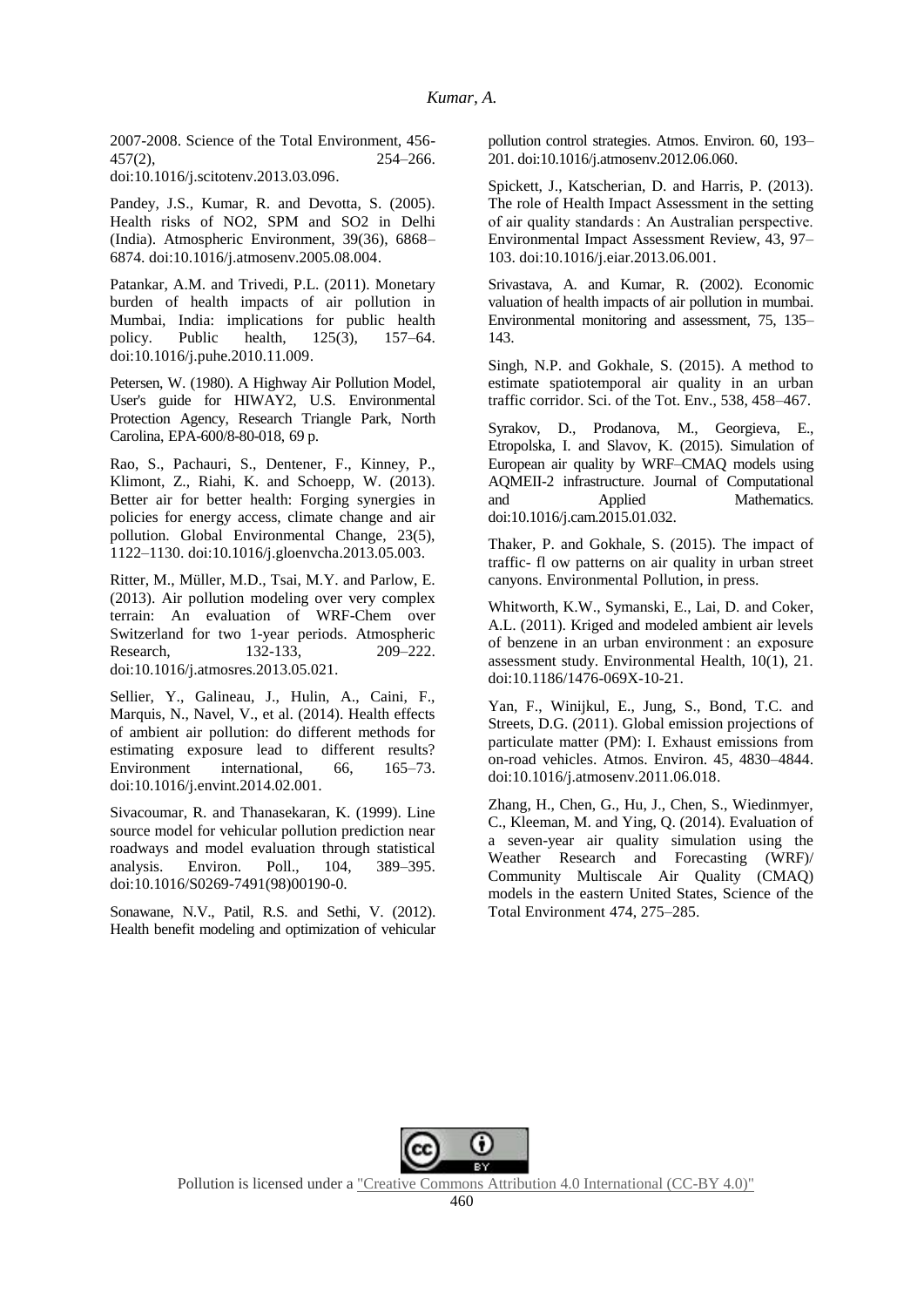2007-2008. Science of the Total Environment, 456-457(2), 254–266. doi:10.1016/j.scitotenv.2013.03.096.

Pandey, J.S., Kumar, R. and Devotta, S. (2005). Health risks of NO2, SPM and SO2 in Delhi (India). Atmospheric Environment, 39(36), 6868–6874. doi:10.1016/j.atmosenv.2005.08.004.

Patankar, A.M. and Trivedi, P.L. (2011). Monetary burden of health impacts of air pollution in Mumbai, India: implications for public health policy. Public health, 125(3), 157–64. doi:10.1016/j.puhe.2010.11.009.

Petersen, W. (1980). A Highway Air Pollution Model, User's guide for HIWAY2, U.S. Environmental Protection Agency, Research Triangle Park, North Carolina, EPA-600/8-80-018, 69 p.

Rao, S., Pachauri, S., Dentener, F., Kinney, P., Klimont, Z., Riahi, K. and Schoepp, W. (2013). Better air for better health: Forging synergies in policies for energy access, climate change and air pollution. Global Environmental Change, 23(5), 1122–1130. doi:10.1016/j.gloenvcha.2013.05.003.

Ritter, M., Müller, M.D., Tsai, M.Y. and Parlow, E. (2013). Air pollution modeling over very complex terrain: An evaluation of WRF-Chem over Switzerland for two 1-year periods. Atmospheric Research, 132-133, 209–222. doi:10.1016/j.atmosres.2013.05.021.

Sellier, Y., Galineau, J., Hulin, A., Caini, F., Marquis, N., Navel, V., et al. (2014). Health effects of ambient air pollution: do different methods for estimating exposure lead to different results? Environment international, 66, 165–73. doi:10.1016/j.envint.2014.02.001.

Sivacoumar, R. and Thanasekaran, K. (1999). Line source model for vehicular pollution prediction near roadways and model evaluation through statistical analysis. Environ. Poll., 104, 389–395. doi:10.1016/S0269-7491(98)00190-0.

Sonawane, N.V., Patil, R.S. and Sethi, V. (2012). Health benefit modeling and optimization of vehicular pollution control strategies. Atmos. Environ. 60, 193–201. doi:10.1016/j.atmosenv.2012.06.060.

Spickett, J., Katscherian, D. and Harris, P. (2013). The role of Health Impact Assessment in the setting of air quality standards : An Australian perspective. Environmental Impact Assessment Review, 43, 97–103. doi:10.1016/j.eiar.2013.06.001.

Srivastava, A. and Kumar, R. (2002). Economic valuation of health impacts of air pollution in mumbai. Environmental monitoring and assessment, 75, 135–143.

Singh, N.P. and Gokhale, S. (2015). A method to estimate spatiotemporal air quality in an urban traffic corridor. Sci. of the Tot. Env., 538, 458–467.

Syrakov, D., Prodanova, M., Georgieva, E., Etropolska, I. and Slavov, K. (2015). Simulation of European air quality by WRF–CMAQ models using AQMEII-2 infrastructure. Journal of Computational and Applied Mathematics. doi:10.1016/j.cam.2015.01.032.

Thaker, P. and Gokhale, S. (2015). The impact of traffic- fl ow patterns on air quality in urban street canyons. Environmental Pollution, in press.

Whitworth, K.W., Symanski, E., Lai, D. and Coker, A.L. (2011). Kriged and modeled ambient air levels of benzene in an urban environment : an exposure assessment study. Environmental Health, 10(1), 21. doi:10.1186/1476-069X-10-21.

Yan, F., Winijkul, E., Jung, S., Bond, T.C. and Streets, D.G. (2011). Global emission projections of particulate matter (PM): I. Exhaust emissions from on-road vehicles. Atmos. Environ. 45, 4830–4844. doi:10.1016/j.atmosenv.2011.06.018.

Zhang, H., Chen, G., Hu, J., Chen, S., Wiedinmyer, C., Kleeman, M. and Ying, Q. (2014). Evaluation of a seven-year air quality simulation using the Weather Research and Forecasting (WRF)/ Community Multiscale Air Quality (CMAQ) models in the eastern United States, Science of the Total Environment 474, 275–285.

Pollution is licensed under a "Creative Commons Attribution 4.0 International (CC-BY 4.0)"